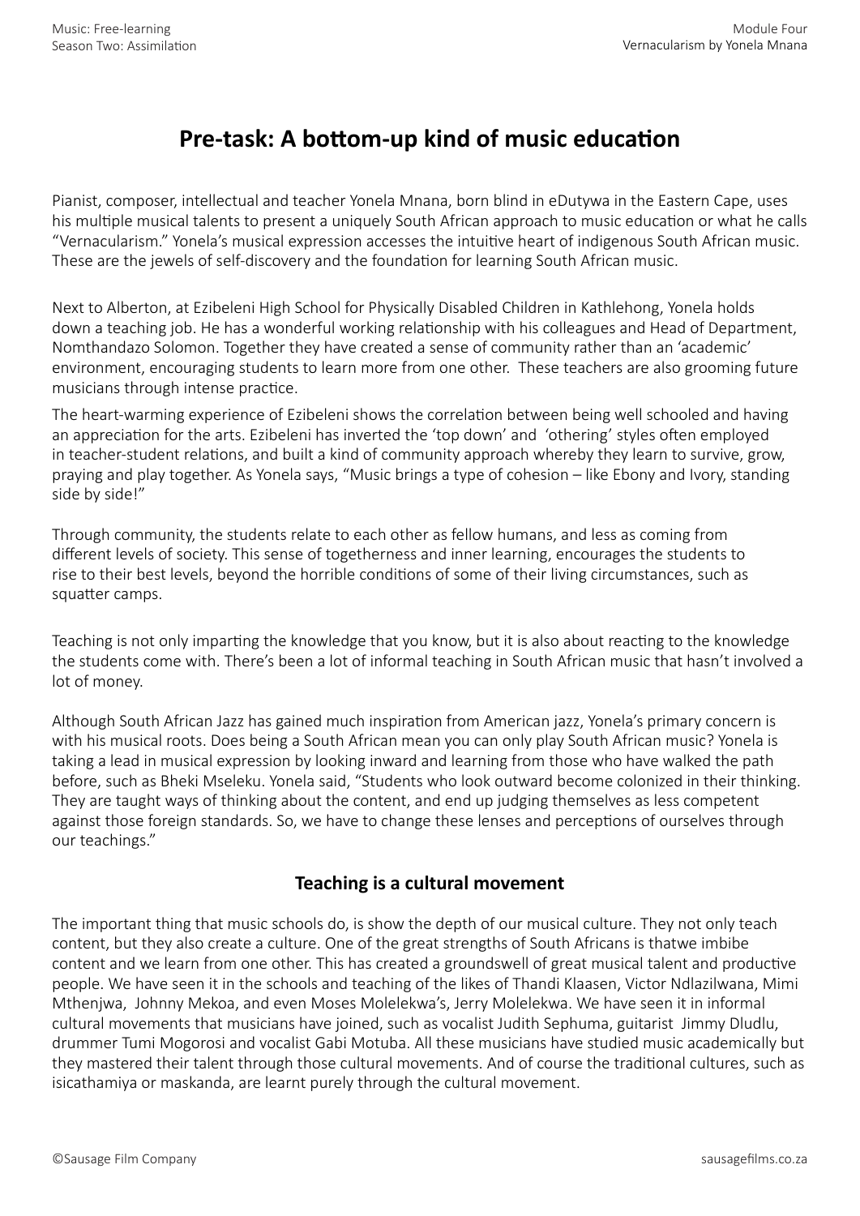# Pre-task: A bottom-up kind of music education

Pianist, composer, intellectual and teacher Yonela Mnana, born blind in eDutywa in the Eastern Cape, uses his multiple musical talents to present a uniquely South African approach to music education or what he calls "Vernacularism." Yonela's musical expression accesses the intuitive heart of indigenous South African music. These are the jewels of self-discovery and the foundation for learning South African music.

Next to Alberton, at Ezibeleni High School for Physically Disabled Children in Kathlehong, Yonela holds down a teaching job. He has a wonderful working relationship with his colleagues and Head of Department, Nomthandazo Solomon. Together they have created a sense of community rather than an 'academic' environment, encouraging students to learn more from one other. These teachers are also grooming future musicians through intense practice.

The heart-warming experience of Ezibeleni shows the correlation between being well schooled and having an appreciation for the arts. Ezibeleni has inverted the 'top down' and 'othering' styles often employed in teacher-student relations, and built a kind of community approach whereby they learn to survive, grow, praying and play together. As Yonela says, "Music brings a type of cohesion – like Ebony and Ivory, standing side by side!"

Through community, the students relate to each other as fellow humans, and less as coming from different levels of society. This sense of togetherness and inner learning, encourages the students to rise to their best levels, beyond the horrible conditions of some of their living circumstances, such as squatter camps.

Teaching is not only imparting the knowledge that you know, but it is also about reacting to the knowledge the students come with. There's been a lot of informal teaching in South African music that hasn't involved a lot of money.

Although South African Jazz has gained much inspiration from American jazz, Yonela's primary concern is with his musical roots. Does being a South African mean you can only play South African music? Yonela is taking a lead in musical expression by looking inward and learning from those who have walked the path before, such as Bheki Mseleku. Yonela said, "Students who look outward become colonized in their thinking. They are taught ways of thinking about the content, and end up judging themselves as less competent against those foreign standards. So, we have to change these lenses and perceptions of ourselves through our teachings."

## Teaching is a cultural movement

The important thing that music schools do, is show the depth of our musical culture. They not only teach content, but they also create a culture. One of the great strengths of South Africans is thatwe imbibe content and we learn from one other. This has created a groundswell of great musical talent and productive people. We have seen it in the schools and teaching of the likes of Thandi Klaasen, Victor Ndlazilwana, Mimi Mthenjwa, Johnny Mekoa, and even Moses Molelekwa's, Jerry Molelekwa. We have seen it in informal cultural movements that musicians have joined, such as vocalist Judith Sephuma, guitarist Jimmy Dludlu, drummer Tumi Mogorosi and vocalist Gabi Motuba. All these musicians have studied music academically but they mastered their talent through those cultural movements. And of course the traditional cultures, such as isicathamiya or maskanda, are learnt purely through the cultural movement.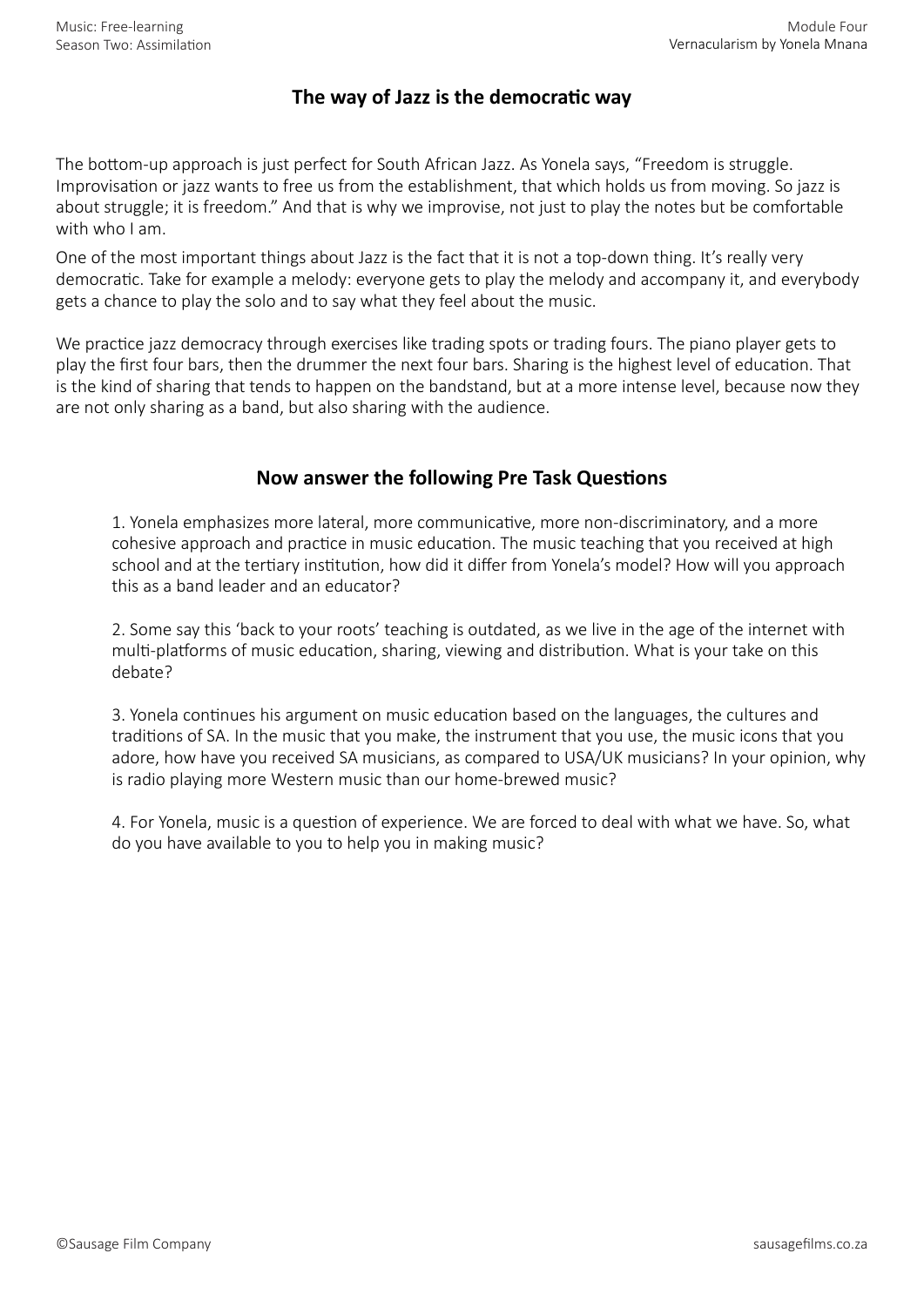## The way of Jazz is the democratic way

The bottom-up approach is just perfect for South African Jazz. As Yonela says, "Freedom is struggle. Improvisation or jazz wants to free us from the establishment, that which holds us from moving. So jazz is about struggle; it is freedom." And that is why we improvise, not just to play the notes but be comfortable with who I am.

One of the most important things about Jazz is the fact that it is not a top-down thing. It's really very democratic. Take for example a melody: everyone gets to play the melody and accompany it, and everybody gets a chance to play the solo and to say what they feel about the music.

We practice jazz democracy through exercises like trading spots or trading fours. The piano player gets to play the first four bars, then the drummer the next four bars. Sharing is the highest level of education. That is the kind of sharing that tends to happen on the bandstand, but at a more intense level, because now they are not only sharing as a band, but also sharing with the audience.

## Now answer the following Pre Task Questions

1. Yonela emphasizes more lateral, more communicative, more non-discriminatory, and a more cohesive approach and practice in music education. The music teaching that you received at high school and at the tertiary institution, how did it differ from Yonela's model? How will you approach this as a band leader and an educator?

2. Some say this 'back to your roots' teaching is outdated, as we live in the age of the internet with multi-platforms of music education, sharing, viewing and distribution. What is your take on this debate?

3. Yonela continues his argument on music education based on the languages, the cultures and traditions of SA. In the music that you make, the instrument that you use, the music icons that you adore, how have you received SA musicians, as compared to USA/UK musicians? In your opinion, why is radio playing more Western music than our home-brewed music?

4. For Yonela, music is a question of experience. We are forced to deal with what we have. So, what do you have available to you to help you in making music?